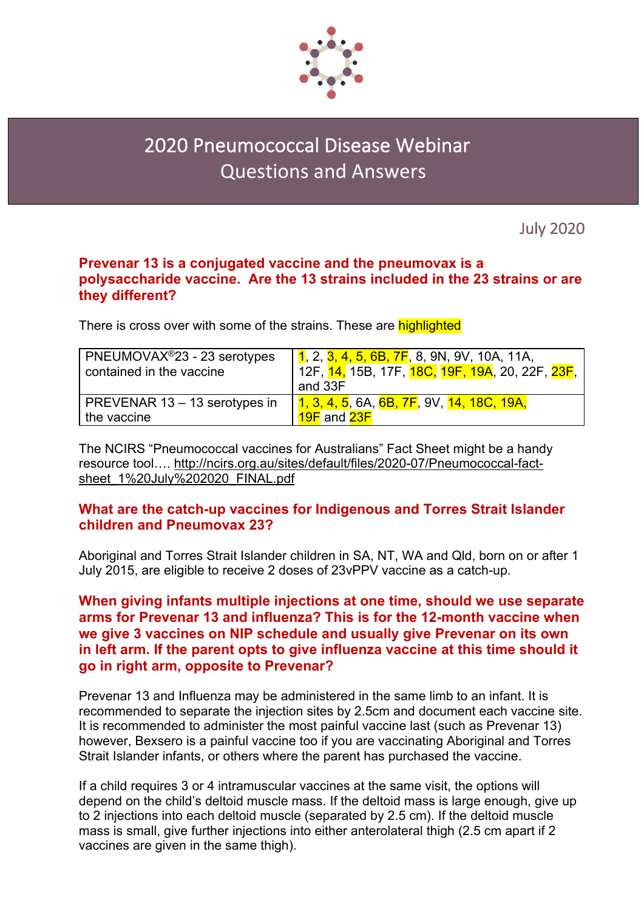# 2020 Pneumococcal Disease Webinar
# Questions and Answers

July 2020

**Prevenar 13 is a conjugated vaccine and the pneumovax is a polysaccharide vaccine. Are the 13 strains included in the 23 strains or are they different?**

There is cross over with some of the strains. These are highlighted

| | |
|---|---|
| PNEUMOVAX®23 - 23 serotypes contained in the vaccine | 1, 2, 3, 4, 5, 6B, 7F, 8, 9N, 9V, 10A, 11A, 12F, 14, 15B, 17F, 18C, 19F, 19A, 20, 22F, 23F, and 33F |
| PREVENAR 13 – 13 serotypes in the vaccine | 1, 3, 4, 5, 6A, 6B, 7F, 9V, 14, 18C, 19A, 19F and 23F |

The NCIRS "Pneumococcal vaccines for Australians" Fact Sheet might be a handy resource tool…. http://ncirs.org.au/sites/default/files/2020-07/Pneumococcal-fact-sheet_1%20July%202020_FINAL.pdf

**What are the catch-up vaccines for Indigenous and Torres Strait Islander children and Pneumovax 23?**

Aboriginal and Torres Strait Islander children in SA, NT, WA and Qld, born on or after 1 July 2015, are eligible to receive 2 doses of 23vPPV vaccine as a catch-up.

**When giving infants multiple injections at one time, should we use separate arms for Prevenar 13 and influenza? This is for the 12-month vaccine when we give 3 vaccines on NIP schedule and usually give Prevenar on its own in left arm. If the parent opts to give influenza vaccine at this time should it go in right arm, opposite to Prevenar?**

Prevenar 13 and Influenza may be administered in the same limb to an infant. It is recommended to separate the injection sites by 2.5cm and document each vaccine site. It is recommended to administer the most painful vaccine last (such as Prevenar 13) however, Bexsero is a painful vaccine too if you are vaccinating Aboriginal and Torres Strait Islander infants, or others where the parent has purchased the vaccine.

If a child requires 3 or 4 intramuscular vaccines at the same visit, the options will depend on the child's deltoid muscle mass. If the deltoid mass is large enough, give up to 2 injections into each deltoid muscle (separated by 2.5 cm). If the deltoid muscle mass is small, give further injections into either anterolateral thigh (2.5 cm apart if 2 vaccines are given in the same thigh).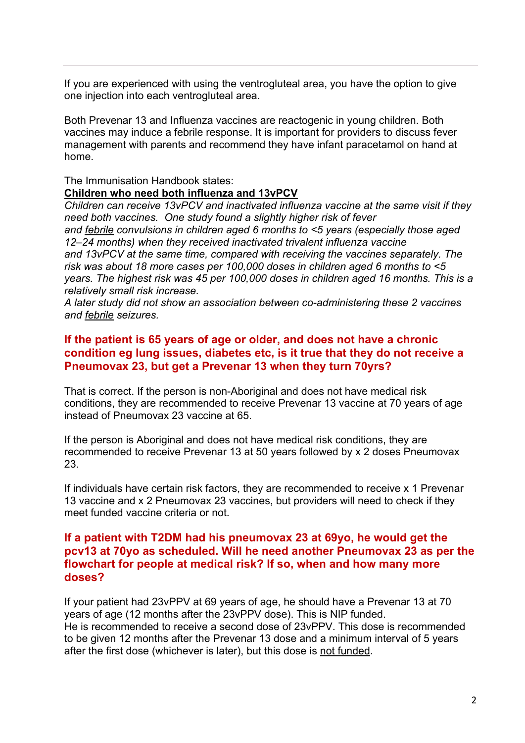If you are experienced with using the ventrogluteal area, you have the option to give one injection into each ventrogluteal area.

Both Prevenar 13 and Influenza vaccines are reactogenic in young children. Both vaccines may induce a febrile response. It is important for providers to discuss fever management with parents and recommend they have infant paracetamol on hand at home.

The Immunisation Handbook states:

**Children who need both influenza and 13vPCV**

*Children can receive 13vPCV and inactivated influenza vaccine at the same visit if they need both vaccines. One study found a slightly higher risk of fever and febrile convulsions in children aged 6 months to <5 years (especially those aged 12–24 months) when they received inactivated trivalent influenza vaccine and 13vPCV at the same time, compared with receiving the vaccines separately. The risk was about 18 more cases per 100,000 doses in children aged 6 months to <5 years. The highest risk was 45 per 100,000 doses in children aged 16 months. This is a relatively small risk increase.*

*A later study did not show an association between co-administering these 2 vaccines and febrile seizures.*

### If the patient is 65 years of age or older, and does not have a chronic condition eg lung issues, diabetes etc, is it true that they do not receive a Pneumovax 23, but get a Prevenar 13 when they turn 70yrs?

That is correct. If the person is non-Aboriginal and does not have medical risk conditions, they are recommended to receive Prevenar 13 vaccine at 70 years of age instead of Pneumovax 23 vaccine at 65.

If the person is Aboriginal and does not have medical risk conditions, they are recommended to receive Prevenar 13 at 50 years followed by x 2 doses Pneumovax 23.

If individuals have certain risk factors, they are recommended to receive x 1 Prevenar 13 vaccine and x 2 Pneumovax 23 vaccines, but providers will need to check if they meet funded vaccine criteria or not.

### If a patient with T2DM had his pneumovax 23 at 69yo, he would get the pcv13 at 70yo as scheduled. Will he need another Pneumovax 23 as per the flowchart for people at medical risk? If so, when and how many more doses?

If your patient had 23vPPV at 69 years of age, he should have a Prevenar 13 at 70 years of age (12 months after the 23vPPV dose). This is NIP funded.
He is recommended to receive a second dose of 23vPPV. This dose is recommended to be given 12 months after the Prevenar 13 dose and a minimum interval of 5 years after the first dose (whichever is later), but this dose is not funded.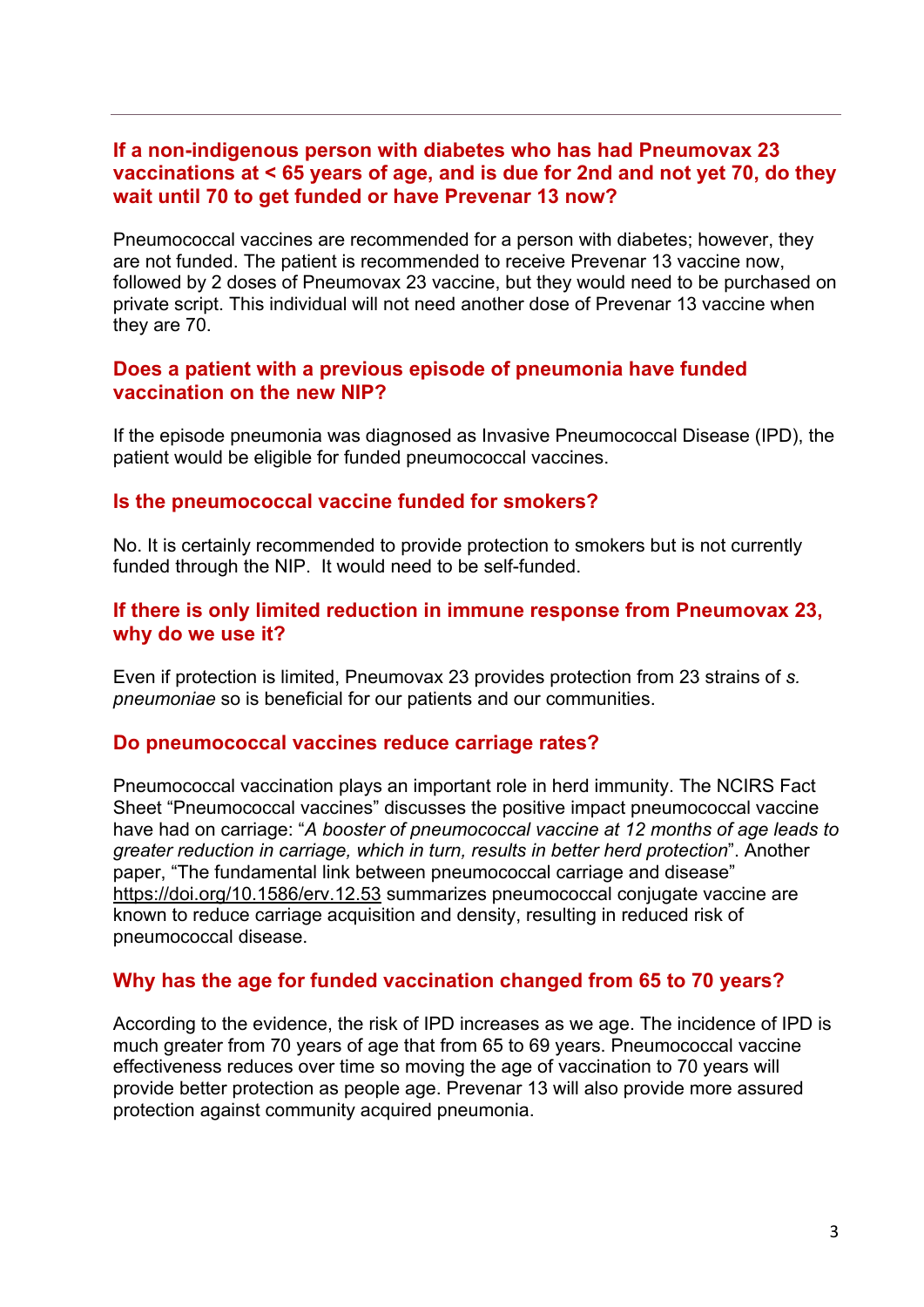## If a non-indigenous person with diabetes who has had Pneumovax 23 vaccinations at < 65 years of age, and is due for 2nd and not yet 70, do they wait until 70 to get funded or have Prevenar 13 now?

Pneumococcal vaccines are recommended for a person with diabetes; however, they are not funded. The patient is recommended to receive Prevenar 13 vaccine now, followed by 2 doses of Pneumovax 23 vaccine, but they would need to be purchased on private script. This individual will not need another dose of Prevenar 13 vaccine when they are 70.

## Does a patient with a previous episode of pneumonia have funded vaccination on the new NIP?

If the episode pneumonia was diagnosed as Invasive Pneumococcal Disease (IPD), the patient would be eligible for funded pneumococcal vaccines.

## Is the pneumococcal vaccine funded for smokers?

No. It is certainly recommended to provide protection to smokers but is not currently funded through the NIP. It would need to be self-funded.

## If there is only limited reduction in immune response from Pneumovax 23, why do we use it?

Even if protection is limited, Pneumovax 23 provides protection from 23 strains of *s. pneumoniae* so is beneficial for our patients and our communities.

## Do pneumococcal vaccines reduce carriage rates?

Pneumococcal vaccination plays an important role in herd immunity. The NCIRS Fact Sheet "Pneumococcal vaccines" discusses the positive impact pneumococcal vaccine have had on carriage: "*A booster of pneumococcal vaccine at 12 months of age leads to greater reduction in carriage, which in turn, results in better herd protection*". Another paper, "The fundamental link between pneumococcal carriage and disease" https://doi.org/10.1586/erv.12.53 summarizes pneumococcal conjugate vaccine are known to reduce carriage acquisition and density, resulting in reduced risk of pneumococcal disease.

## Why has the age for funded vaccination changed from 65 to 70 years?

According to the evidence, the risk of IPD increases as we age. The incidence of IPD is much greater from 70 years of age that from 65 to 69 years. Pneumococcal vaccine effectiveness reduces over time so moving the age of vaccination to 70 years will provide better protection as people age. Prevenar 13 will also provide more assured protection against community acquired pneumonia.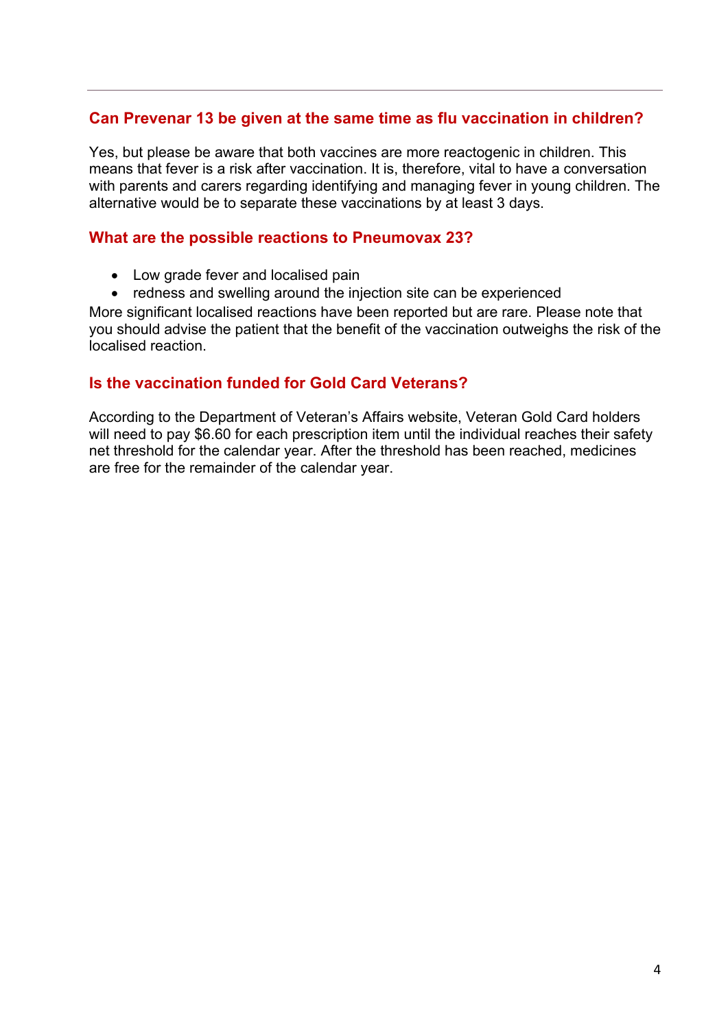## Can Prevenar 13 be given at the same time as flu vaccination in children?

Yes, but please be aware that both vaccines are more reactogenic in children. This means that fever is a risk after vaccination. It is, therefore, vital to have a conversation with parents and carers regarding identifying and managing fever in young children. The alternative would be to separate these vaccinations by at least 3 days.

## What are the possible reactions to Pneumovax 23?

- Low grade fever and localised pain
- redness and swelling around the injection site can be experienced

More significant localised reactions have been reported but are rare. Please note that you should advise the patient that the benefit of the vaccination outweighs the risk of the localised reaction.

## Is the vaccination funded for Gold Card Veterans?

According to the Department of Veteran's Affairs website, Veteran Gold Card holders will need to pay $6.60 for each prescription item until the individual reaches their safety net threshold for the calendar year. After the threshold has been reached, medicines are free for the remainder of the calendar year.